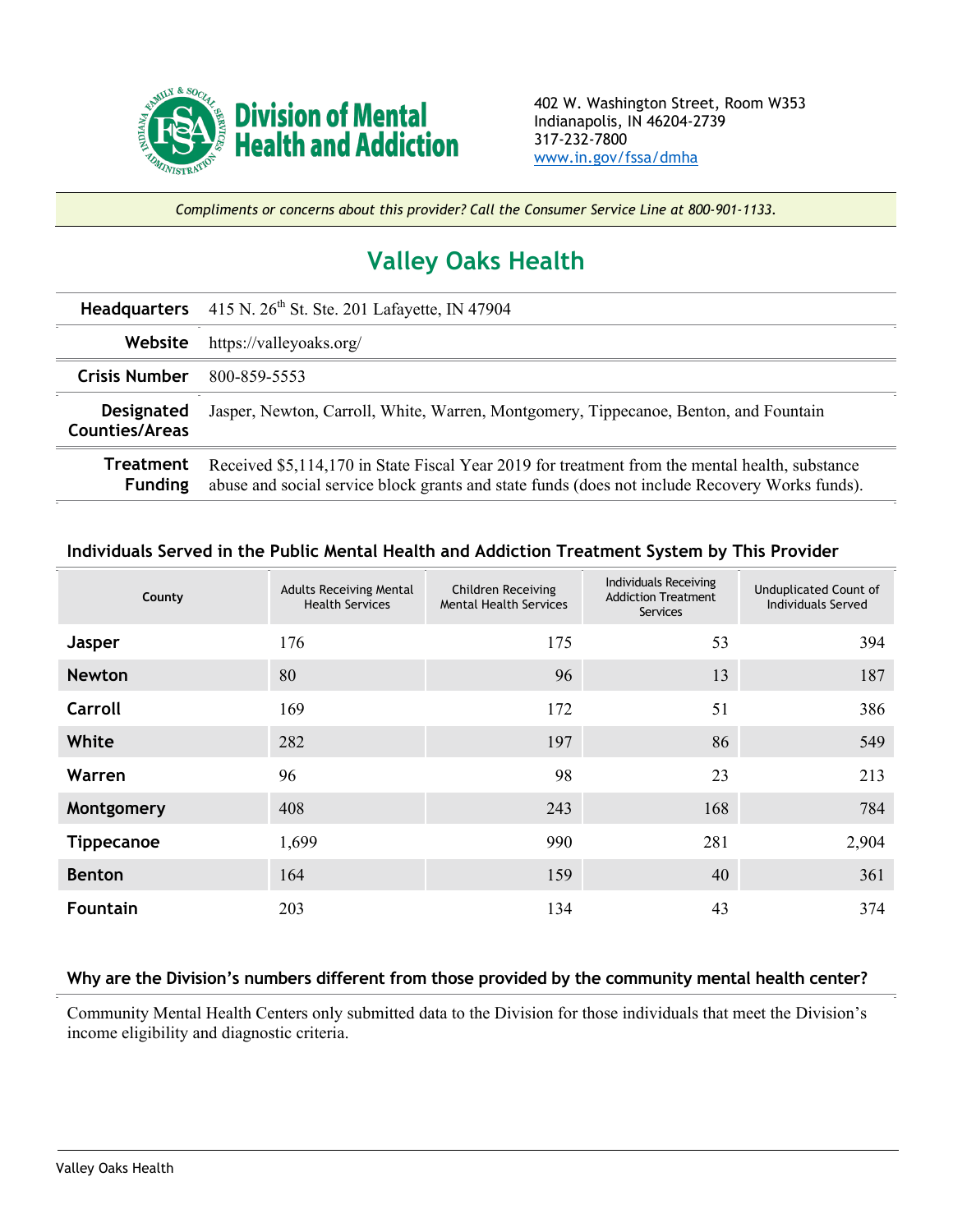Division of Mental Health and Addiction

402 W. Washington Street, Room W353
Indianapolis, IN 46204-2739
317-232-7800
www.in.gov/fssa/dmha

*Compliments or concerns about this provider? Call the Consumer Service Line at 800-901-1133.*

# Valley Oaks Health

| | |
|---|---|
| **Headquarters** | 415 N. 26th St. Ste. 201 Lafayette, IN 47904 |
| **Website** | https://valleyoaks.org/ |
| **Crisis Number** | 800-859-5553 |
| **Designated Counties/Areas** | Jasper, Newton, Carroll, White, Warren, Montgomery, Tippecanoe, Benton, and Fountain |
| **Treatment Funding** | Received $5,114,170 in State Fiscal Year 2019 for treatment from the mental health, substance abuse and social service block grants and state funds (does not include Recovery Works funds). |

### Individuals Served in the Public Mental Health and Addiction Treatment System by This Provider

| County | Adults Receiving Mental Health Services | Children Receiving Mental Health Services | Individuals Receiving Addiction Treatment Services | Unduplicated Count of Individuals Served |
|---|---|---|---|---|
| **Jasper** | 176 | 175 | 53 | 394 |
| **Newton** | 80 | 96 | 13 | 187 |
| **Carroll** | 169 | 172 | 51 | 386 |
| **White** | 282 | 197 | 86 | 549 |
| **Warren** | 96 | 98 | 23 | 213 |
| **Montgomery** | 408 | 243 | 168 | 784 |
| **Tippecanoe** | 1,699 | 990 | 281 | 2,904 |
| **Benton** | 164 | 159 | 40 | 361 |
| **Fountain** | 203 | 134 | 43 | 374 |

### Why are the Division's numbers different from those provided by the community mental health center?

Community Mental Health Centers only submitted data to the Division for those individuals that meet the Division's income eligibility and diagnostic criteria.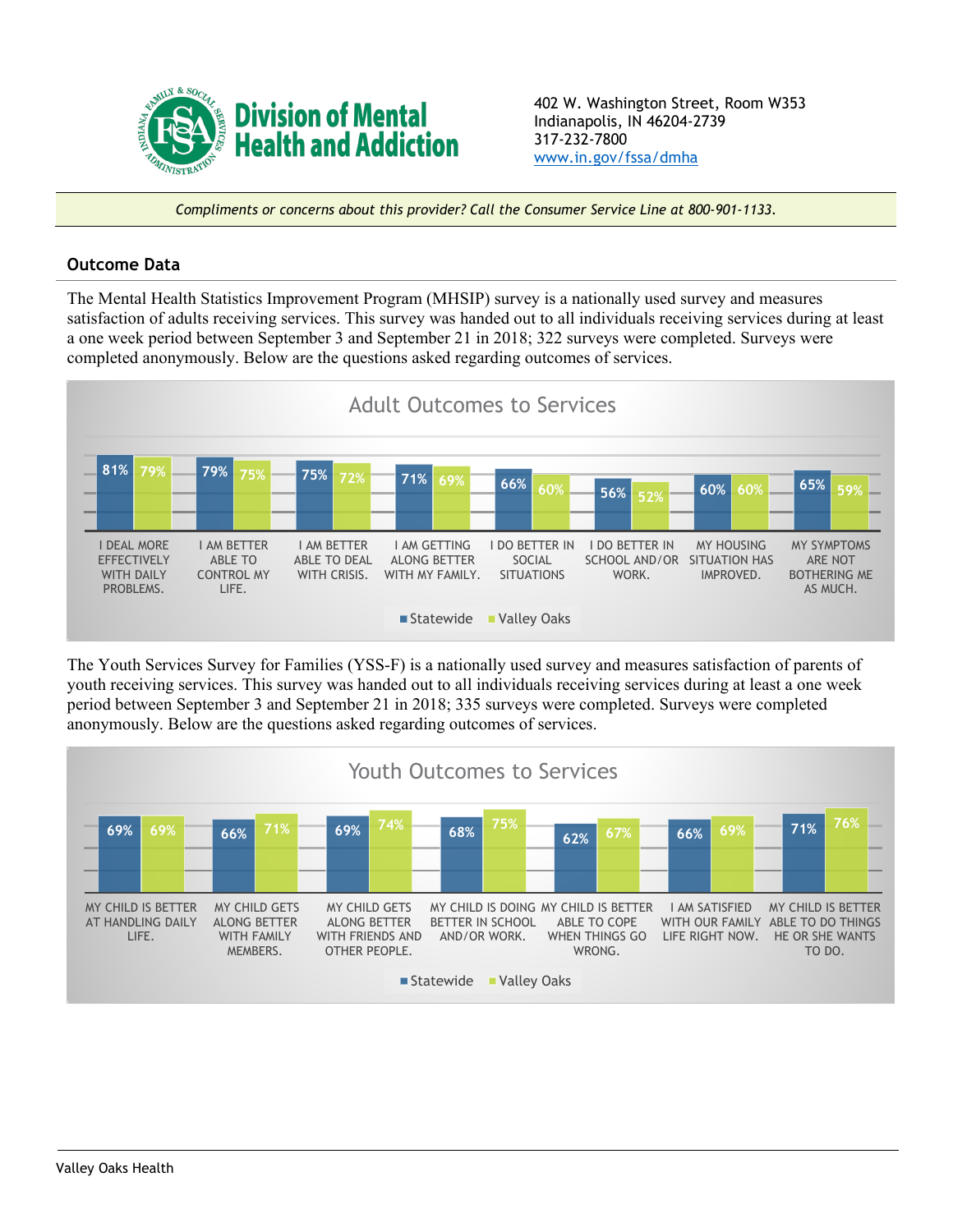Division of Mental Health and Addiction

402 W. Washington Street, Room W353
Indianapolis, IN 46204-2739
317-232-7800
www.in.gov/fssa/dmha

*Compliments or concerns about this provider? Call the Consumer Service Line at 800-901-1133.*

## Outcome Data

The Mental Health Statistics Improvement Program (MHSIP) survey is a nationally used survey and measures satisfaction of adults receiving services. This survey was handed out to all individuals receiving services during at least a one week period between September 3 and September 21 in 2018; 322 surveys were completed. Surveys were completed anonymously. Below are the questions asked regarding outcomes of services.

Adult Outcomes to Services

81% 79%
I DEAL MORE EFFECTIVELY WITH DAILY PROBLEMS.

79% 75%
I AM BETTER ABLE TO CONTROL MY LIFE.

75% 72%
I AM BETTER ABLE TO DEAL WITH CRISIS.

71% 69%
I AM GETTING ALONG BETTER WITH MY FAMILY.

66% 60%
I DO BETTER IN SOCIAL SITUATIONS

56% 52%
I DO BETTER IN SCHOOL AND/OR WORK.

60% 60%
MY HOUSING SITUATION HAS IMPROVED.

65% 59%
MY SYMPTOMS ARE NOT BOTHERING ME AS MUCH.

Statewide
Valley Oaks

The Youth Services Survey for Families (YSS-F) is a nationally used survey and measures satisfaction of parents of youth receiving services. This survey was handed out to all individuals receiving services during at least a one week period between September 3 and September 21 in 2018; 335 surveys were completed. Surveys were completed anonymously. Below are the questions asked regarding outcomes of services.

Youth Outcomes to Services

69% 69%
MY CHILD IS BETTER AT HANDLING DAILY LIFE.

66% 71%
MY CHILD GETS ALONG BETTER WITH FAMILY MEMBERS.

69% 74%
MY CHILD GETS ALONG BETTER WITH FRIENDS AND OTHER PEOPLE.

68% 75%
MY CHILD IS DOING BETTER IN SCHOOL AND/OR WORK.

62% 67%
MY CHILD IS BETTER ABLE TO COPE WHEN THINGS GO WRONG.

66% 69%
I AM SATISFIED WITH OUR FAMILY LIFE RIGHT NOW.

71% 76%
MY CHILD IS BETTER ABLE TO DO THINGS HE OR SHE WANTS TO DO.

Statewide
Valley Oaks